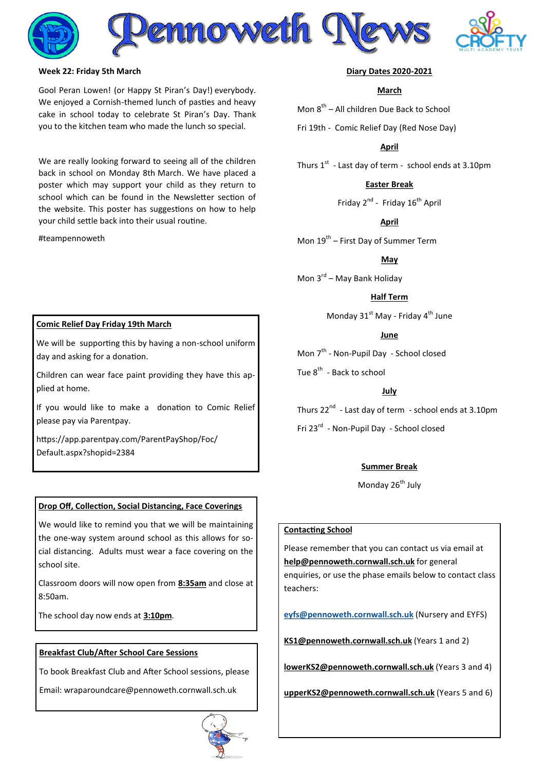# Pennoweth News

**Week 22: Friday 5th March**

Gool Peran Lowen! (or Happy St Piran's Day!) everybody. We enjoyed a Cornish-themed lunch of pasties and heavy cake in school today to celebrate St Piran's Day. Thank you to the kitchen team who made the lunch so special.

We are really looking forward to seeing all of the children back in school on Monday 8th March. We have placed a poster which may support your child as they return to school which can be found in the Newsletter section of the website. This poster has suggestions on how to help your child settle back into their usual routine.

#teampennoweth

**Comic Relief Day Friday 19th March**

We will be supporting this by having a non-school uniform day and asking for a donation.

Children can wear face paint providing they have this applied at home.

If you would like to make a donation to Comic Relief please pay via Parentpay.

https://app.parentpay.com/ParentPayShop/Foc/Default.aspx?shopid=2384

**Drop Off, Collection, Social Distancing, Face Coverings**

We would like to remind you that we will be maintaining the one-way system around school as this allows for social distancing. Adults must wear a face covering on the school site.

Classroom doors will now open from **8:35am** and close at 8:50am.

The school day now ends at **3:10pm**.

**Breakfast Club/After School Care Sessions**

To book Breakfast Club and After School sessions, please

Email: wraparoundcare@pennoweth.cornwall.sch.uk

## Diary Dates 2020-2021

**March**

Mon 8th – All children Due Back to School

Fri 19th - Comic Relief Day (Red Nose Day)

**April**

Thurs 1st - Last day of term - school ends at 3.10pm

**Easter Break**

Friday 2nd - Friday 16th April

**April**

Mon 19th – First Day of Summer Term

**May**

Mon 3rd – May Bank Holiday

**Half Term**

Monday 31st May - Friday 4th June

**June**

Mon 7th - Non-Pupil Day - School closed

Tue 8th - Back to school

**July**

Thurs 22nd - Last day of term - school ends at 3.10pm

Fri 23rd - Non-Pupil Day - School closed

**Summer Break**

Monday 26th July

**Contacting School**

Please remember that you can contact us via email at **help@pennoweth.cornwall.sch.uk** for general enquiries, or use the phase emails below to contact class teachers:

**eyfs@pennoweth.cornwall.sch.uk** (Nursery and EYFS)

**KS1@pennoweth.cornwall.sch.uk** (Years 1 and 2)

**lowerKS2@pennoweth.cornwall.sch.uk** (Years 3 and 4)

**upperKS2@pennoweth.cornwall.sch.uk** (Years 5 and 6)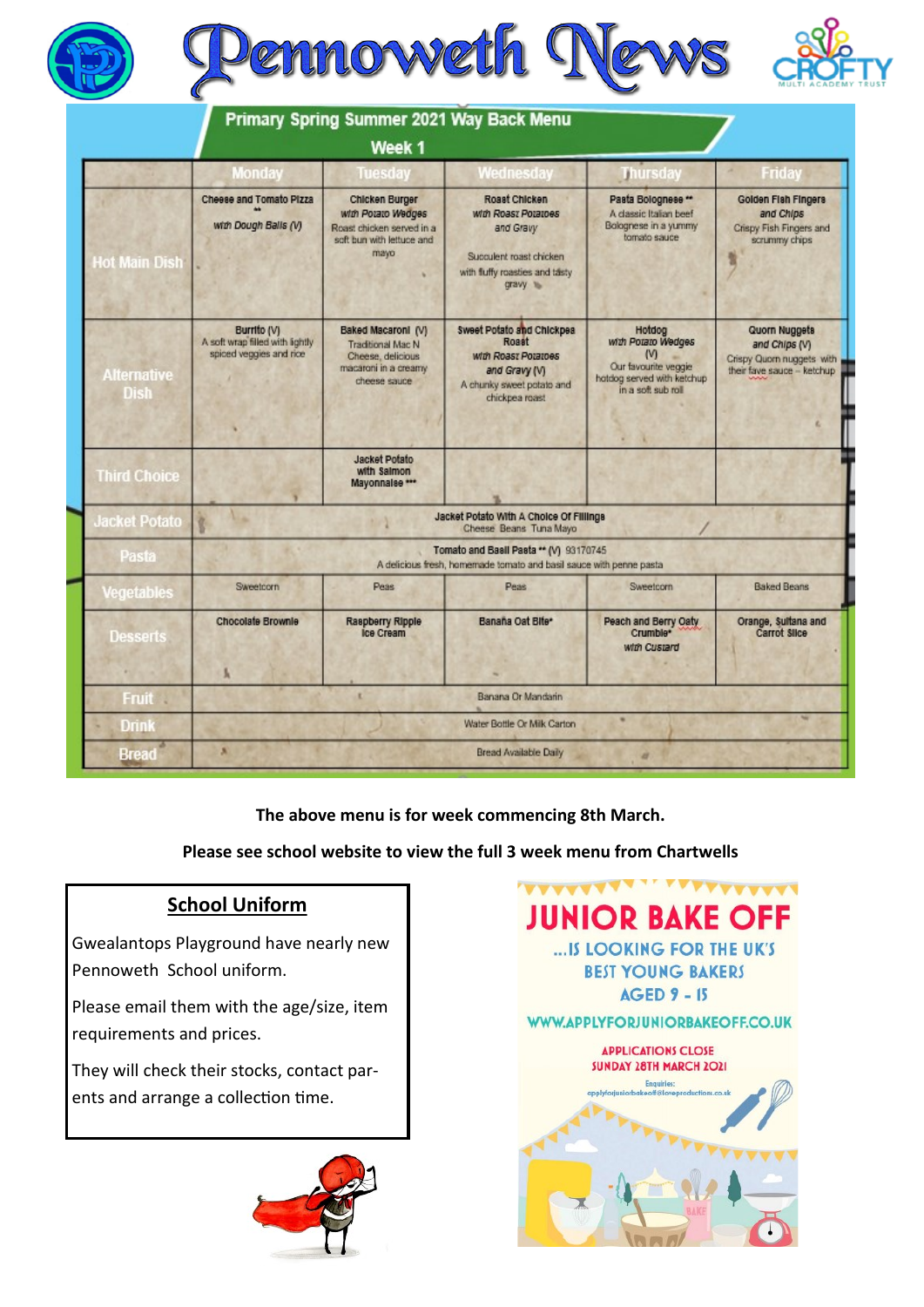# Pennoweth News

## Primary Spring Summer 2021 Way Back Menu

### Week 1

| | Monday | Tuesday | Wednesday | Thursday | Friday |
|---|---|---|---|---|---|
| Hot Main Dish | Cheese and Tomato Pizza ** with Dough Balls (V) | Chicken Burger with Potato Wedges Roast chicken served in a soft bun with lettuce and mayo | Roast Chicken with Roast Potatoes and Gravy Succulent roast chicken with fluffy roasties and tasty gravy | Pasta Bolognese ** A classic Italian beef Bolognese in a yummy tomato sauce | Golden Fish Fingers and Chips Crispy Fish Fingers and scrummy chips |
| Alternative Dish | Burrito (V) A soft wrap filled with lightly spiced veggies and rice | Baked Macaroni (V) Traditional Mac N Cheese, delicious macaroni in a creamy cheese sauce | Sweet Potato and Chickpea Roast with Roast Potatoes and Gravy (V) A chunky sweet potato and chickpea roast | Hotdog with Potato Wedges (V) Our favourite veggie hotdog served with ketchup in a soft sub roll | Quorn Nuggets and Chips (V) Crispy Quorn nuggets with their fave sauce – ketchup |
| Third Choice | | Jacket Potato with Salmon Mayonnaise *** | | | |
| Jacket Potato | Jacket Potato With A Choice Of Fillings Cheese Beans Tuna Mayo | | | | |
| Pasta | Tomato and Basil Pasta ** (V) 93170745 A delicious fresh, homemade tomato and basil sauce with penne pasta | | | | |
| Vegetables | Sweetcorn | Peas | Peas | Sweetcorn | Baked Beans |
| Desserts | Chocolate Brownie | Raspberry Ripple Ice Cream | Banana Oat Bite* | Peach and Berry Oaty Crumble* with Custard | Orange, Sultana and Carrot Slice |
| Fruit | Banana Or Mandarin | | | | |
| Drink | Water Bottle Or Milk Carton | | | | |
| Bread | Bread Available Daily | | | | |

**The above menu is for week commencing 8th March.**

**Please see school website to view the full 3 week menu from Chartwells**

## School Uniform

Gwealantops Playground have nearly new Pennoweth School uniform.

Please email them with the age/size, item requirements and prices.

They will check their stocks, contact parents and arrange a collection time.

## JUNIOR BAKE OFF

...IS LOOKING FOR THE UK'S BEST YOUNG BAKERS AGED 9 - 15

WWW.APPLYFORJUNIORBAKEOFF.CO.UK

APPLICATIONS CLOSE SUNDAY 28TH MARCH 2021

Enquiries: applyforjuniorbakeoff@loveproductions.co.uk